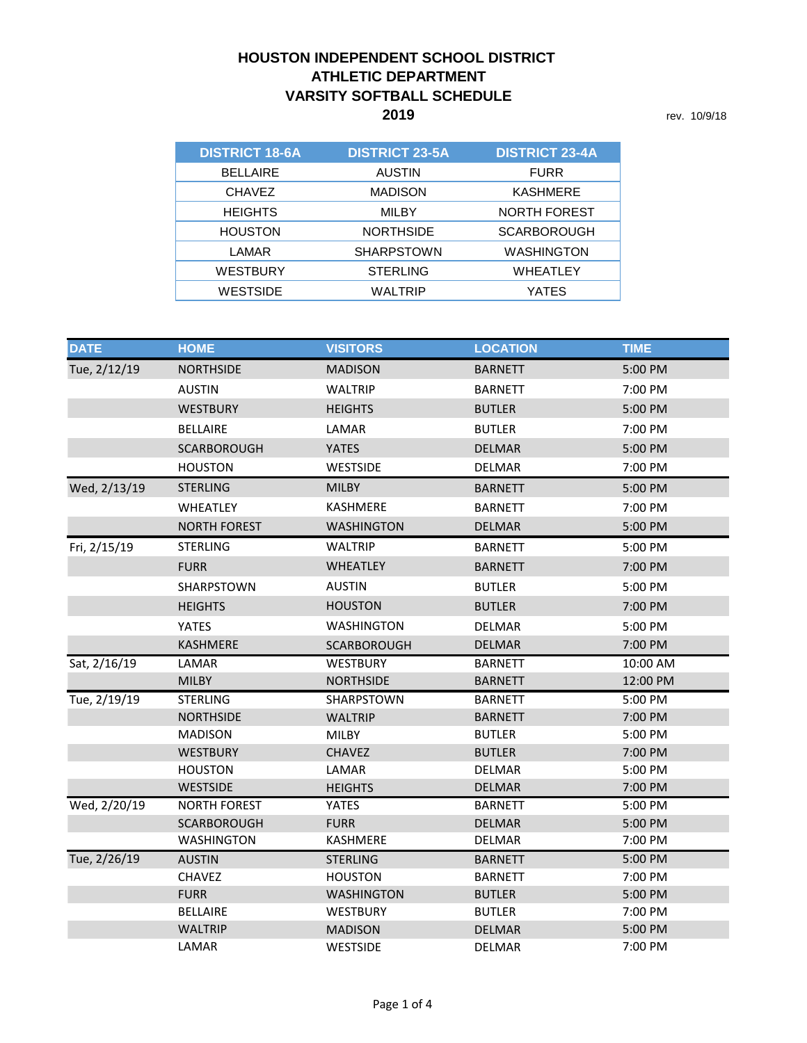# HOUSTON INDEPENDENT SCHOOL DISTRICT
# ATHLETIC DEPARTMENT
# VARSITY SOFTBALL SCHEDULE
# 2019

rev. 10/9/18

| DISTRICT 18-6A | DISTRICT 23-5A | DISTRICT 23-4A |
|---|---|---|
| BELLAIRE | AUSTIN | FURR |
| CHAVEZ | MADISON | KASHMERE |
| HEIGHTS | MILBY | NORTH FOREST |
| HOUSTON | NORTHSIDE | SCARBOROUGH |
| LAMAR | SHARPSTOWN | WASHINGTON |
| WESTBURY | STERLING | WHEATLEY |
| WESTSIDE | WALTRIP | YATES |

| DATE | HOME | VISITORS | LOCATION | TIME |
|---|---|---|---|---|
| Tue, 2/12/19 | NORTHSIDE | MADISON | BARNETT | 5:00 PM |
| | AUSTIN | WALTRIP | BARNETT | 7:00 PM |
| | WESTBURY | HEIGHTS | BUTLER | 5:00 PM |
| | BELLAIRE | LAMAR | BUTLER | 7:00 PM |
| | SCARBOROUGH | YATES | DELMAR | 5:00 PM |
| | HOUSTON | WESTSIDE | DELMAR | 7:00 PM |
| Wed, 2/13/19 | STERLING | MILBY | BARNETT | 5:00 PM |
| | WHEATLEY | KASHMERE | BARNETT | 7:00 PM |
| | NORTH FOREST | WASHINGTON | DELMAR | 5:00 PM |
| Fri, 2/15/19 | STERLING | WALTRIP | BARNETT | 5:00 PM |
| | FURR | WHEATLEY | BARNETT | 7:00 PM |
| | SHARPSTOWN | AUSTIN | BUTLER | 5:00 PM |
| | HEIGHTS | HOUSTON | BUTLER | 7:00 PM |
| | YATES | WASHINGTON | DELMAR | 5:00 PM |
| | KASHMERE | SCARBOROUGH | DELMAR | 7:00 PM |
| Sat, 2/16/19 | LAMAR | WESTBURY | BARNETT | 10:00 AM |
| | MILBY | NORTHSIDE | BARNETT | 12:00 PM |
| Tue, 2/19/19 | STERLING | SHARPSTOWN | BARNETT | 5:00 PM |
| | NORTHSIDE | WALTRIP | BARNETT | 7:00 PM |
| | MADISON | MILBY | BUTLER | 5:00 PM |
| | WESTBURY | CHAVEZ | BUTLER | 7:00 PM |
| | HOUSTON | LAMAR | DELMAR | 5:00 PM |
| | WESTSIDE | HEIGHTS | DELMAR | 7:00 PM |
| Wed, 2/20/19 | NORTH FOREST | YATES | BARNETT | 5:00 PM |
| | SCARBOROUGH | FURR | DELMAR | 5:00 PM |
| | WASHINGTON | KASHMERE | DELMAR | 7:00 PM |
| Tue, 2/26/19 | AUSTIN | STERLING | BARNETT | 5:00 PM |
| | CHAVEZ | HOUSTON | BARNETT | 7:00 PM |
| | FURR | WASHINGTON | BUTLER | 5:00 PM |
| | BELLAIRE | WESTBURY | BUTLER | 7:00 PM |
| | WALTRIP | MADISON | DELMAR | 5:00 PM |
| | LAMAR | WESTSIDE | DELMAR | 7:00 PM |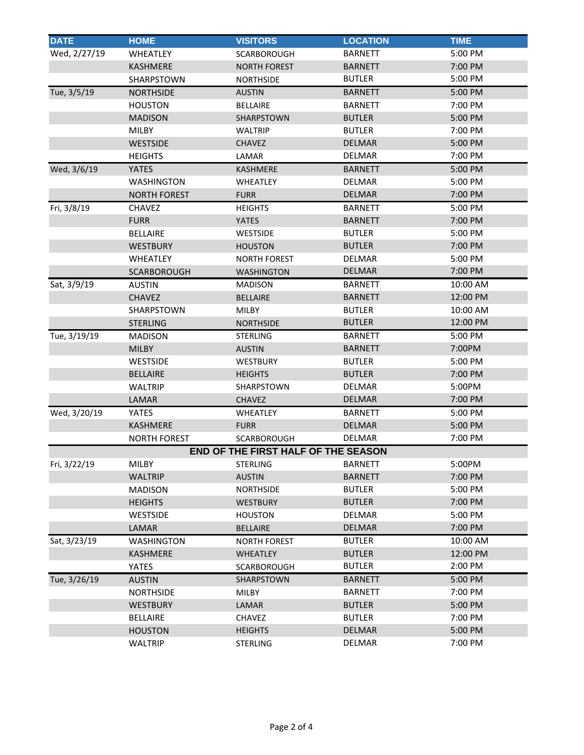| DATE | HOME | VISITORS | LOCATION | TIME |
|---|---|---|---|---|
| Wed, 2/27/19 | WHEATLEY | SCARBOROUGH | BARNETT | 5:00 PM |
| | KASHMERE | NORTH FOREST | BARNETT | 7:00 PM |
| | SHARPSTOWN | NORTHSIDE | BUTLER | 5:00 PM |
| Tue, 3/5/19 | NORTHSIDE | AUSTIN | BARNETT | 5:00 PM |
| | HOUSTON | BELLAIRE | BARNETT | 7:00 PM |
| | MADISON | SHARPSTOWN | BUTLER | 5:00 PM |
| | MILBY | WALTRIP | BUTLER | 7:00 PM |
| | WESTSIDE | CHAVEZ | DELMAR | 5:00 PM |
| | HEIGHTS | LAMAR | DELMAR | 7:00 PM |
| Wed, 3/6/19 | YATES | KASHMERE | BARNETT | 5:00 PM |
| | WASHINGTON | WHEATLEY | DELMAR | 5:00 PM |
| | NORTH FOREST | FURR | DELMAR | 7:00 PM |
| Fri, 3/8/19 | CHAVEZ | HEIGHTS | BARNETT | 5:00 PM |
| | FURR | YATES | BARNETT | 7:00 PM |
| | BELLAIRE | WESTSIDE | BUTLER | 5:00 PM |
| | WESTBURY | HOUSTON | BUTLER | 7:00 PM |
| | WHEATLEY | NORTH FOREST | DELMAR | 5:00 PM |
| | SCARBOROUGH | WASHINGTON | DELMAR | 7:00 PM |
| Sat, 3/9/19 | AUSTIN | MADISON | BARNETT | 10:00 AM |
| | CHAVEZ | BELLAIRE | BARNETT | 12:00 PM |
| | SHARPSTOWN | MILBY | BUTLER | 10:00 AM |
| | STERLING | NORTHSIDE | BUTLER | 12:00 PM |
| Tue, 3/19/19 | MADISON | STERLING | BARNETT | 5:00 PM |
| | MILBY | AUSTIN | BARNETT | 7:00PM |
| | WESTSIDE | WESTBURY | BUTLER | 5:00 PM |
| | BELLAIRE | HEIGHTS | BUTLER | 7:00 PM |
| | WALTRIP | SHARPSTOWN | DELMAR | 5:00PM |
| | LAMAR | CHAVEZ | DELMAR | 7:00 PM |
| Wed, 3/20/19 | YATES | WHEATLEY | BARNETT | 5:00 PM |
| | KASHMERE | FURR | DELMAR | 5:00 PM |
| | NORTH FOREST | SCARBOROUGH | DELMAR | 7:00 PM |
| | | **END OF THE FIRST HALF OF THE SEASON** | | |
| Fri, 3/22/19 | MILBY | STERLING | BARNETT | 5:00PM |
| | WALTRIP | AUSTIN | BARNETT | 7:00 PM |
| | MADISON | NORTHSIDE | BUTLER | 5:00 PM |
| | HEIGHTS | WESTBURY | BUTLER | 7:00 PM |
| | WESTSIDE | HOUSTON | DELMAR | 5:00 PM |
| | LAMAR | BELLAIRE | DELMAR | 7:00 PM |
| Sat, 3/23/19 | WASHINGTON | NORTH FOREST | BUTLER | 10:00 AM |
| | KASHMERE | WHEATLEY | BUTLER | 12:00 PM |
| | YATES | SCARBOROUGH | BUTLER | 2:00 PM |
| Tue, 3/26/19 | AUSTIN | SHARPSTOWN | BARNETT | 5:00 PM |
| | NORTHSIDE | MILBY | BARNETT | 7:00 PM |
| | WESTBURY | LAMAR | BUTLER | 5:00 PM |
| | BELLAIRE | CHAVEZ | BUTLER | 7:00 PM |
| | HOUSTON | HEIGHTS | DELMAR | 5:00 PM |
| | WALTRIP | STERLING | DELMAR | 7:00 PM |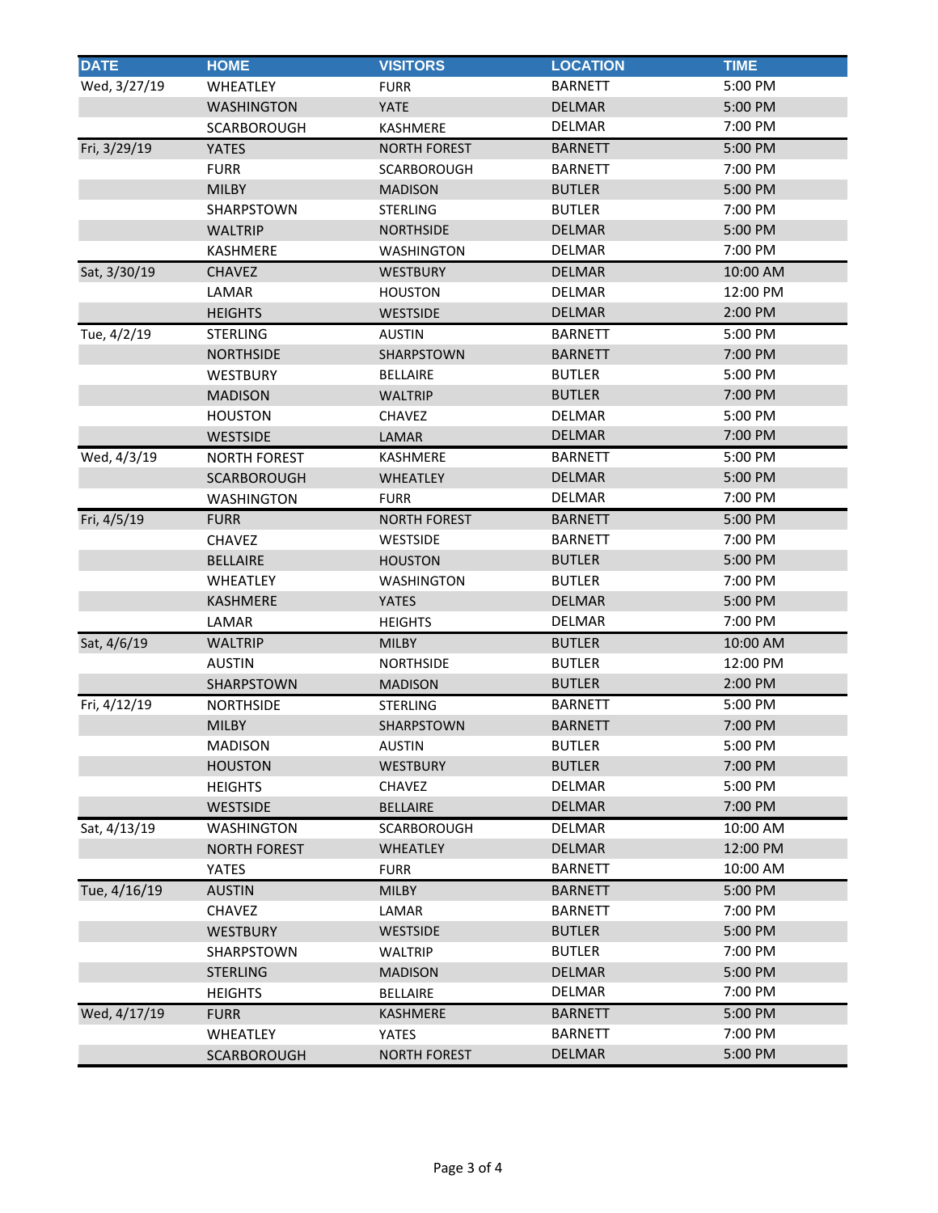| DATE | HOME | VISITORS | LOCATION | TIME |
| --- | --- | --- | --- | --- |
| Wed, 3/27/19 | WHEATLEY | FURR | BARNETT | 5:00 PM |
| | WASHINGTON | YATE | DELMAR | 5:00 PM |
| | SCARBOROUGH | KASHMERE | DELMAR | 7:00 PM |
| Fri, 3/29/19 | YATES | NORTH FOREST | BARNETT | 5:00 PM |
| | FURR | SCARBOROUGH | BARNETT | 7:00 PM |
| | MILBY | MADISON | BUTLER | 5:00 PM |
| | SHARPSTOWN | STERLING | BUTLER | 7:00 PM |
| | WALTRIP | NORTHSIDE | DELMAR | 5:00 PM |
| | KASHMERE | WASHINGTON | DELMAR | 7:00 PM |
| Sat, 3/30/19 | CHAVEZ | WESTBURY | DELMAR | 10:00 AM |
| | LAMAR | HOUSTON | DELMAR | 12:00 PM |
| | HEIGHTS | WESTSIDE | DELMAR | 2:00 PM |
| Tue, 4/2/19 | STERLING | AUSTIN | BARNETT | 5:00 PM |
| | NORTHSIDE | SHARPSTOWN | BARNETT | 7:00 PM |
| | WESTBURY | BELLAIRE | BUTLER | 5:00 PM |
| | MADISON | WALTRIP | BUTLER | 7:00 PM |
| | HOUSTON | CHAVEZ | DELMAR | 5:00 PM |
| | WESTSIDE | LAMAR | DELMAR | 7:00 PM |
| Wed, 4/3/19 | NORTH FOREST | KASHMERE | BARNETT | 5:00 PM |
| | SCARBOROUGH | WHEATLEY | DELMAR | 5:00 PM |
| | WASHINGTON | FURR | DELMAR | 7:00 PM |
| Fri, 4/5/19 | FURR | NORTH FOREST | BARNETT | 5:00 PM |
| | CHAVEZ | WESTSIDE | BARNETT | 7:00 PM |
| | BELLAIRE | HOUSTON | BUTLER | 5:00 PM |
| | WHEATLEY | WASHINGTON | BUTLER | 7:00 PM |
| | KASHMERE | YATES | DELMAR | 5:00 PM |
| | LAMAR | HEIGHTS | DELMAR | 7:00 PM |
| Sat, 4/6/19 | WALTRIP | MILBY | BUTLER | 10:00 AM |
| | AUSTIN | NORTHSIDE | BUTLER | 12:00 PM |
| | SHARPSTOWN | MADISON | BUTLER | 2:00 PM |
| Fri, 4/12/19 | NORTHSIDE | STERLING | BARNETT | 5:00 PM |
| | MILBY | SHARPSTOWN | BARNETT | 7:00 PM |
| | MADISON | AUSTIN | BUTLER | 5:00 PM |
| | HOUSTON | WESTBURY | BUTLER | 7:00 PM |
| | HEIGHTS | CHAVEZ | DELMAR | 5:00 PM |
| | WESTSIDE | BELLAIRE | DELMAR | 7:00 PM |
| Sat, 4/13/19 | WASHINGTON | SCARBOROUGH | DELMAR | 10:00 AM |
| | NORTH FOREST | WHEATLEY | DELMAR | 12:00 PM |
| | YATES | FURR | BARNETT | 10:00 AM |
| Tue, 4/16/19 | AUSTIN | MILBY | BARNETT | 5:00 PM |
| | CHAVEZ | LAMAR | BARNETT | 7:00 PM |
| | WESTBURY | WESTSIDE | BUTLER | 5:00 PM |
| | SHARPSTOWN | WALTRIP | BUTLER | 7:00 PM |
| | STERLING | MADISON | DELMAR | 5:00 PM |
| | HEIGHTS | BELLAIRE | DELMAR | 7:00 PM |
| Wed, 4/17/19 | FURR | KASHMERE | BARNETT | 5:00 PM |
| | WHEATLEY | YATES | BARNETT | 7:00 PM |
| | SCARBOROUGH | NORTH FOREST | DELMAR | 5:00 PM |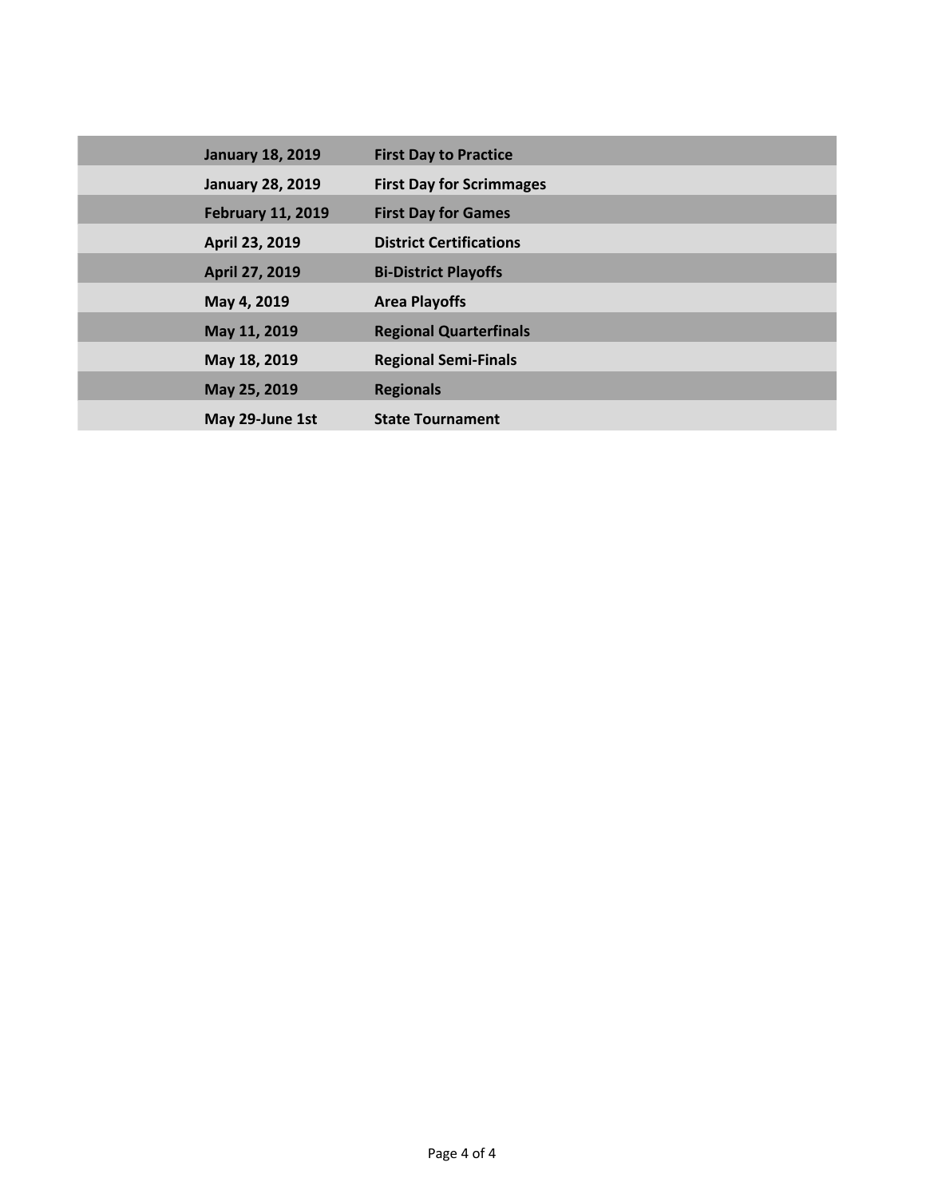| | |
|---|---|
| **January 18, 2019** | **First Day to Practice** |
| **January 28, 2019** | **First Day for Scrimmages** |
| **February 11, 2019** | **First Day for Games** |
| **April 23, 2019** | **District Certifications** |
| **April 27, 2019** | **Bi-District Playoffs** |
| **May 4, 2019** | **Area Playoffs** |
| **May 11, 2019** | **Regional Quarterfinals** |
| **May 18, 2019** | **Regional Semi-Finals** |
| **May 25, 2019** | **Regionals** |
| **May 29-June 1st** | **State Tournament** |